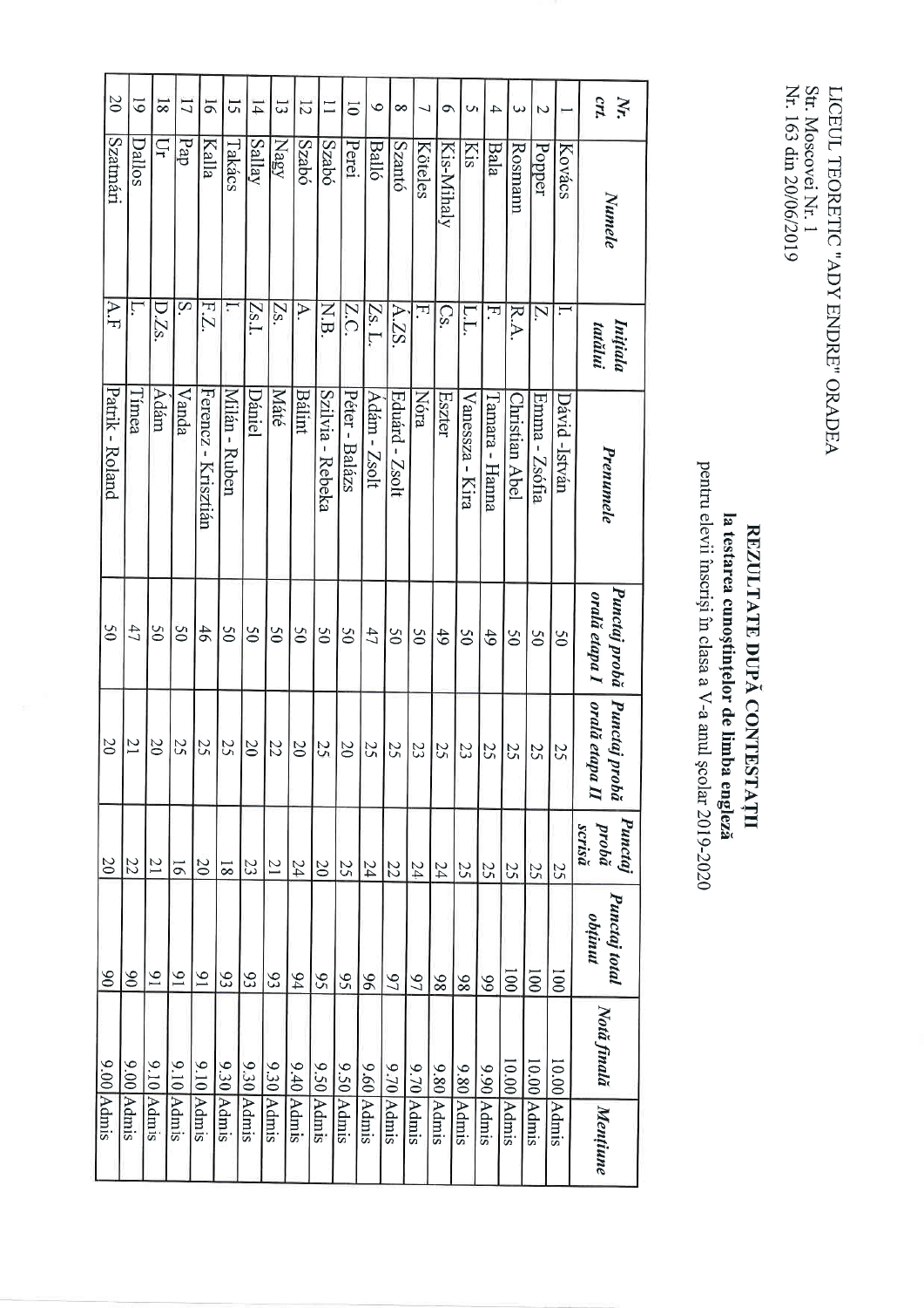LICEUL TEORETIC "ADY ENDRE" ORADEA
Str. Moscovei Nr. 1
Nr. 163 din 20/06/2019

# REZULTATE DUPĂ CONTESTAȚII

**la testarea cunoștințelor de limba engleză**

pentru elevii înscriși în clasa a V-a anul școlar 2019-2020

| Nr. crt. | Numele | Inițiala tatălui | Prenumele | Punctaj probă orală etapa I | Punctaj probă orală etapa II | Punctaj probă scrisă | Punctaj total obținut | Notă finală | Mențiune |
|---|---|---|---|---|---|---|---|---|---|
| 1 | Kovács | I. | Dávid -István | 50 | 25 | 25 | 100 | 10.00 | Admis |
| 2 | Popper | Z. | Emma - Zsófia | 50 | 25 | 25 | 100 | 10.00 | Admis |
| 3 | Rosmann | R.A. | Christian Abel | 50 | 25 | 25 | 100 | 10.00 | Admis |
| 4 | Bala | F. | Tamara - Hanna | 49 | 25 | 25 | 99 | 9.90 | Admis |
| 5 | Kis | L.L. | Vanessza - Kira | 50 | 23 | 25 | 98 | 9.80 | Admis |
| 6 | Kis-Mihaly | Cs. | Eszter | 49 | 25 | 24 | 98 | 9.80 | Admis |
| 7 | Köteles | F. | Nóra | 50 | 23 | 24 | 97 | 9.70 | Admis |
| 8 | Szantó | Á.ZS. | Eduárd - Zsolt | 50 | 25 | 22 | 97 | 9.70 | Admis |
| 9 | Balló | Zs. L. | Ádám - Zsolt | 47 | 25 | 24 | 96 | 9.60 | Admis |
| 10 | Perei | Z.C. | Péter - Balázs | 50 | 20 | 25 | 95 | 9.50 | Admis |
| 11 | Szabó | N.B. | Szilvia - Rebeka | 50 | 25 | 20 | 95 | 9.50 | Admis |
| 12 | Szabó | A. | Bálint | 50 | 20 | 24 | 94 | 9.40 | Admis |
| 13 | Nagy | Zs. | Máté | 50 | 22 | 21 | 93 | 9.30 | Admis |
| 14 | Sallay | Zs.I. | Dániel | 50 | 20 | 23 | 93 | 9.30 | Admis |
| 15 | Takács | I. | Milán - Ruben | 50 | 25 | 18 | 93 | 9.30 | Admis |
| 16 | Kalla | F.Z. | Ferencz - Krisztián | 46 | 25 | 20 | 91 | 9.10 | Admis |
| 17 | Pap | S. | Vanda | 50 | 25 | 16 | 91 | 9.10 | Admis |
| 18 | Úr | D.Zs. | Ádám | 50 | 20 | 21 | 91 | 9.10 | Admis |
| 19 | Dallos | L. | Tímea | 47 | 21 | 22 | 90 | 9.00 | Admis |
| 20 | Szatmári | A.F | Patrik - Roland | 50 | 20 | 20 | 90 | 9.00 | Admis |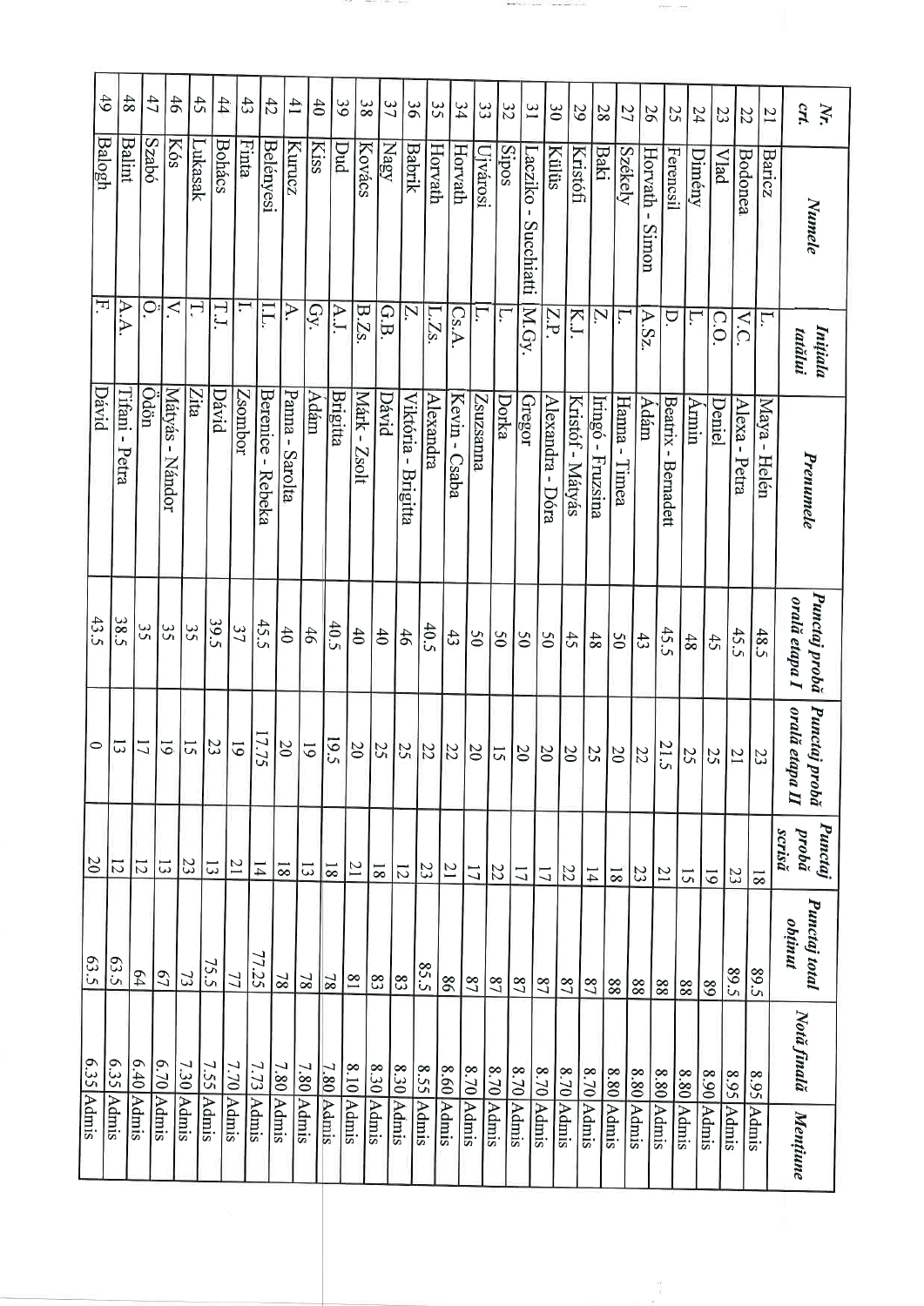| Nr. crt. | Numele | Inițiala tatălui | Prenumele | Punctaj probă orală etapa I | Punctaj probă orală etapa II | Punctaj probă scrisă | Punctaj total obținut | Notă finală | Mențiune |
|---|---|---|---|---|---|---|---|---|---|
| 21 | Baricz | L. | Maya - Helén | 48.5 | 23 | 18 | 89.5 | 8.95 | Admis |
| 22 | Bodonea | V.C. | Alexa - Petra | 45.5 | 21 | 23 | 89.5 | 8.95 | Admis |
| 23 | Vlad | C.O. | Deniel | 45 | 25 | 19 | 89 | 8.90 | Admis |
| 24 | Dimény | L. | Ármin | 48 | 25 | 15 | 88 | 8.80 | Admis |
| 25 | Ferencsil | D. | Beatrix - Bernadett | 45.5 | 21.5 | 21 | 88 | 8.80 | Admis |
| 26 | Horvath - Simon | A.Sz. | Ádám | 43 | 22 | 23 | 88 | 8.80 | Admis |
| 27 | Székely | L. | Hanna - Tímea | 50 | 20 | 18 | 88 | 8.80 | Admis |
| 28 | Baki | Z. | Iringó - Fruzsina | 48 | 25 | 14 | 87 | 8.70 | Admis |
| 29 | Kristófi | K.J. | Kristóf - Mátyás | 45 | 20 | 22 | 87 | 8.70 | Admis |
| 30 | Külüs | Z.P. | Alexandra - Dóra | 50 | 20 | 17 | 87 | 8.70 | Admis |
| 31 | Laczko - Succhiatti | M.Gy. | Gregor | 50 | 20 | 17 | 87 | 8.70 | Admis |
| 32 | Sipos | L. | Dorka | 50 | 15 | 22 | 87 | 8.70 | Admis |
| 33 | Újvárosi | L. | Zsuzsanna | 50 | 20 | 17 | 87 | 8.70 | Admis |
| 34 | Horvath | Cs.A. | Kevin - Csaba | 43 | 22 | 21 | 86 | 8.60 | Admis |
| 35 | Horvath | L.Zs. | Alexandra | 40.5 | 22 | 23 | 85.5 | 8.55 | Admis |
| 36 | Babrik | Z. | Viktória - Brigitta | 46 | 25 | 12 | 83 | 8.30 | Admis |
| 37 | Nagy | G.B. | Dávid | 40 | 25 | 18 | 83 | 8.30 | Admis |
| 38 | Kovács | B.Zs. | Márk - Zsolt | 40 | 20 | 21 | 81 | 8.10 | Admis |
| 39 | Dud | A.J. | Brigitta | 40.5 | 19.5 | 18 | 78 | 7.80 | Admis |
| 40 | Kiss | Gy. | Ádám | 46 | 19 | 13 | 78 | 7.80 | Admis |
| 41 | Kurucz | A. | Panna - Sarolta | 40 | 20 | 18 | 78 | 7.80 | Admis |
| 42 | Belényesi | I.L. | Berenice - Rebeka | 45.5 | 17.75 | 14 | 77.25 | 7.73 | Admis |
| 43 | Finta | I. | Zsombor | 37 | 19 | 21 | 77 | 7.70 | Admis |
| 44 | Bohács | T.J. | Dávid | 39.5 | 23 | 13 | 75.5 | 7.55 | Admis |
| 45 | Lukasak | T. | Zita | 35 | 15 | 23 | 73 | 7.30 | Admis |
| 46 | Kós | V. | Mátyás - Nándor | 35 | 19 | 13 | 67 | 6.70 | Admis |
| 47 | Szabó | Ö. | Ödön | 35 | 17 | 12 | 64 | 6.40 | Admis |
| 48 | Balint | A.A. | Tifani - Petra | 38.5 | 13 | 12 | 63.5 | 6.35 | Admis |
| 49 | Balogh | F. | Dávid | 43.5 | 0 | 20 | 63.5 | 6.35 | Admis |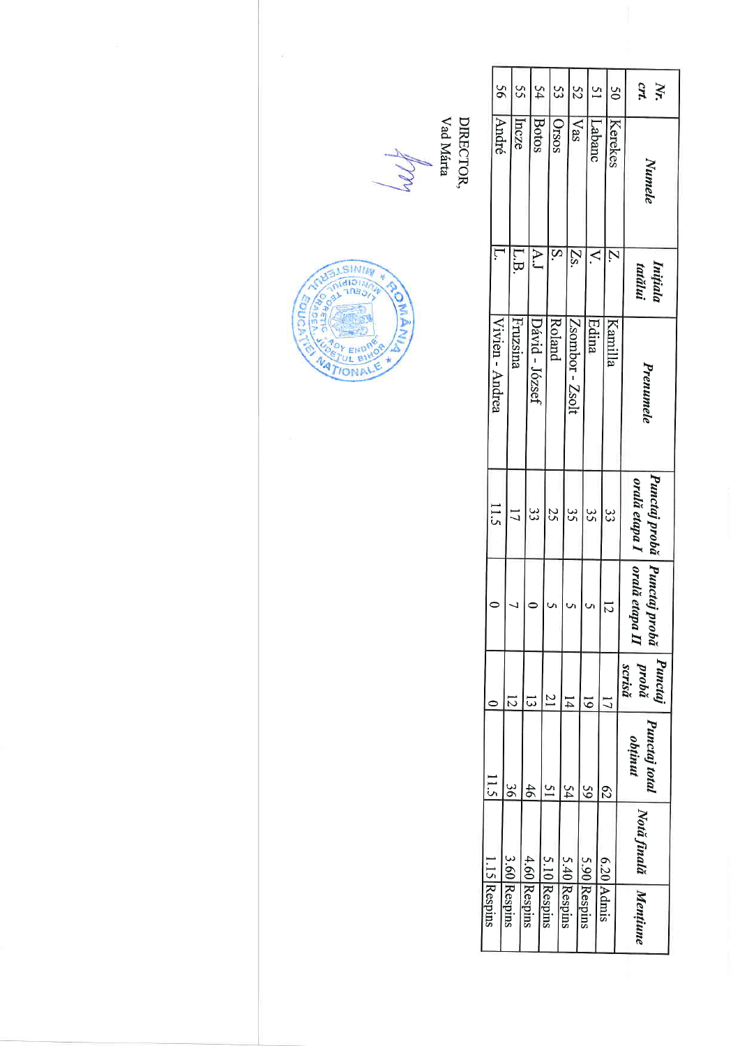| Nr. crt. | Numele | Inițiala tatălui | Prenumele | Punctaj probă orală etapa I | Punctaj probă orală etapa II | Punctaj probă scrisă | Punctaj total obținut | Notă finală | Mențiune |
|---|---|---|---|---|---|---|---|---|---|
| 50 | Kerekes | Z. | Kamilla | 33 | 12 | 17 | 62 | 6.20 | Admis |
| 51 | Labanc | V. | Edina | 35 | 5 | 19 | 59 | 5.90 | Respins |
| 52 | Vas | Zs. | Zsombor - Zsolt | 35 | 5 | 14 | 54 | 5.40 | Respins |
| 53 | Orsos | S. | Roland | 25 | 5 | 21 | 51 | 5.10 | Respins |
| 54 | Botos | A.J | Dávid - József | 33 | 0 | 13 | 46 | 4.60 | Respins |
| 55 | Incze | L.B. | Fruzsina | 17 | 7 | 12 | 36 | 3.60 | Respins |
| 56 | André | L. | Vivien - Andrea | 11.5 | 0 | 0 | 11.5 | 1.15 | Respins |

DIRECTOR,
Vad Márta